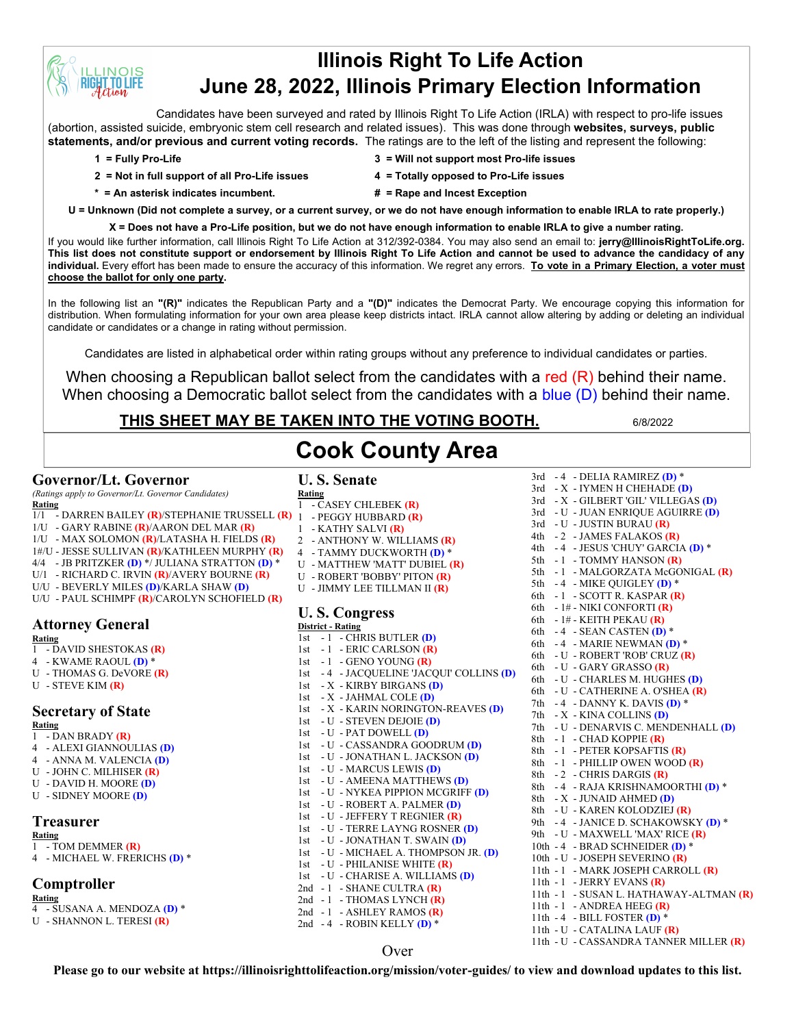# Illinois Right To Life Action

# June 28, 2022, Illinois Primary Election Information

Candidates have been surveyed and rated by Illinois Right To Life Action (IRLA) with respect to pro-life issues (abortion, assisted suicide, embryonic stem cell research and related issues). This was done through **websites, surveys, public statements, and/or previous and current voting records.** The ratings are to the left of the listing and represent the following:

- **1 = Fully Pro-Life**
- **2 = Not in full support of all Pro-Life issues**
- **\* = An asterisk indicates incumbent.**
- **3 = Will not support most Pro-life issues**
- **4 = Totally opposed to Pro-Life issues**
- **# = Rape and Incest Exception**

**U = Unknown (Did not complete a survey, or a current survey, or we do not have enough information to enable IRLA to rate properly.)**

**X = Does not have a Pro-Life position, but we do not have enough information to enable IRLA to give a number rating.**

If you would like further information, call Illinois Right To Life Action at 312/392-0384. You may also send an email to: **jerry@IllinoisRightToLife.org.** **This list does not constitute support or endorsement by Illinois Right To Life Action and cannot be used to advance the candidacy of any individual.** Every effort has been made to ensure the accuracy of this information. We regret any errors. **To vote in a Primary Election, a voter must choose the ballot for only one party.**

In the following list an **"(R)"** indicates the Republican Party and a **"(D)"** indicates the Democrat Party. We encourage copying this information for distribution. When formulating information for your own area please keep districts intact. IRLA cannot allow altering by adding or deleting an individual candidate or candidates or a change in rating without permission.

Candidates are listed in alphabetical order within rating groups without any preference to individual candidates or parties.

When choosing a Republican ballot select from the candidates with a red (R) behind their name.
When choosing a Democratic ballot select from the candidates with a blue (D) behind their name.

**THIS SHEET MAY BE TAKEN INTO THE VOTING BOOTH.** 6/8/2022

## Cook County Area

### Governor/Lt. Governor

*(Ratings apply to Governor/Lt. Governor Candidates)*

**Rating**

- 1/1 - DARREN BAILEY (R)/STEPHANIE TRUSSELL (R)
- 1/U - GARY RABINE (R)/AARON DEL MAR (R)
- 1/U - MAX SOLOMON (R)/LATASHA H. FIELDS (R)
- 1#/U - JESSE SULLIVAN (R)/KATHLEEN MURPHY (R)
- 4/4 - JB PRITZKER (D) */ JULIANA STRATTON (D) *
- U/1 - RICHARD C. IRVIN (R)/AVERY BOURNE (R)
- U/U - BEVERLY MILES (D)/KARLA SHAW (D)
- U/U - PAUL SCHIMPF (R)/CAROLYN SCHOFIELD (R)

### Attorney General

**Rating**

- 1 - DAVID SHESTOKAS (R)
- 4 - KWAME RAOUL (D) *
- U - THOMAS G. DeVORE (R)
- U - STEVE KIM (R)

### Secretary of State

**Rating**

- 1 - DAN BRADY (R)
- 4 - ALEXI GIANNOULIAS (D)
- 4 - ANNA M. VALENCIA (D)
- U - JOHN C. MILHISER (R)
- U - DAVID H. MOORE (D)
- U - SIDNEY MOORE (D)

### Treasurer

**Rating**

- 1 - TOM DEMMER (R)
- 4 - MICHAEL W. FRERICHS (D) *

### Comptroller

**Rating**

- 4 - SUSANA A. MENDOZA (D) *
- U - SHANNON L. TERESI (R)

### U. S. Senate

**Rating**

- 1 - CASEY CHLEBEK (R)
- 1 - PEGGY HUBBARD (R)
- 1 - KATHY SALVI (R)
- 2 - ANTHONY W. WILLIAMS (R)
- 4 - TAMMY DUCKWORTH (D) *
- U - MATTHEW 'MATT' DUBIEL (R)
- U - ROBERT 'BOBBY' PITON (R)
- U - JIMMY LEE TILLMAN II (R)

### U. S. Congress

**District - Rating**

- 1st - 1 - CHRIS BUTLER (D)
- 1st - 1 - ERIC CARLSON (R)
- 1st - 1 - GENO YOUNG (R)
- 1st - 4 - JACQUELINE 'JACQUI' COLLINS (D)
- 1st - X - KIRBY BIRGANS (D)
- 1st - X - JAHMAL COLE (D)
- 1st - X - KARIN NORINGTON-REAVES (D)
- 1st - U - STEVEN DEJOIE (D)
- 1st - U - PAT DOWELL (D)
- 1st - U - CASSANDRA GOODRUM (D)
- 1st - U - JONATHAN L. JACKSON (D)
- 1st - U - MARCUS LEWIS (D)
- 1st - U - AMEENA MATTHEWS (D)
- 1st - U - NYKEA PIPPION MCGRIFF (D)
- 1st - U - ROBERT A. PALMER (D)
- 1st - U - JEFFERY T REGNIER (R)
- 1st - U - TERRE LAYNG ROSNER (D)
- 1st - U - JONATHAN T. SWAIN (D)
- 1st - U - MICHAEL A. THOMPSON JR. (D)
- 1st - U - PHILANISE WHITE (R)
- 1st - U - CHARISE A. WILLIAMS (D)
- 2nd - 1 - SHANE CULTRA (R)
- 2nd - 1 - THOMAS LYNCH (R)
- 2nd - 1 - ASHLEY RAMOS (R)
- 2nd - 4 - ROBIN KELLY (D) *
- 3rd - 4 - DELIA RAMIREZ (D) *
- 3rd - X - IYMEN H CHEHADE (D)
- 3rd - X - GILBERT 'GIL' VILLEGAS (D)
- 3rd - U - JUAN ENRIQUE AGUIRRE (D)
- 3rd - U - JUSTIN BURAU (R)
- 4th - 2 - JAMES FALAKOS (R)
- 4th - 4 - JESUS 'CHUY' GARCIA (D) *
- 5th - 1 - TOMMY HANSON (R)
- 5th - 1 - MALGORZATA McGONIGAL (R)
- 5th - 4 - MIKE QUIGLEY (D) *
- 6th - 1 - SCOTT R. KASPAR (R)
- 6th - 1# - NIKI CONFORTI (R)
- 6th - 1# - KEITH PEKAU (R)
- 6th - 4 - SEAN CASTEN (D) *
- 6th - 4 - MARIE NEWMAN (D) *
- 6th - U - ROBERT 'ROB' CRUZ (R)
- 6th - U - GARY GRASSO (R)
- 6th - U - CHARLES M. HUGHES (D)
- 6th - U - CATHERINE A. O'SHEA (R)
- 7th - 4 - DANNY K. DAVIS (D) *
- 7th - X - KINA COLLINS (D)
- 7th - U - DENARVIS C. MENDENHALL (D)
- 8th - 1 - CHAD KOPPIE (R)
- 8th - 1 - PETER KOPSAFTIS (R)
- 8th - 1 - PHILLIP OWEN WOOD (R)
- 8th - 2 - CHRIS DARGIS (R)
- 8th - 4 - RAJA KRISHNAMOORTHI (D) *
- 8th - X - JUNAID AHMED (D)
- 8th - U - KAREN KOLODZIEJ (R)
- 9th - 4 - JANICE D. SCHAKOWSKY (D) *
- 9th - U - MAXWELL 'MAX' RICE (R)
- 10th - 4 - BRAD SCHNEIDER (D) *
- 10th - U - JOSEPH SEVERINO (R)
- 11th - 1 - MARK JOSEPH CARROLL (R)
- 11th - 1 - JERRY EVANS (R)
- 11th - 1 - SUSAN L. HATHAWAY-ALTMAN (R)
- 11th - 1 - ANDREA HEEG (R)
- 11th - 4 - BILL FOSTER (D) *
- 11th - U - CATALINA LAUF (R)
- 11th - U - CASSANDRA TANNER MILLER (R)

Over

**Please go to our website at https://illinoisrighttolifeaction.org/mission/voter-guides/ to view and download updates to this list.**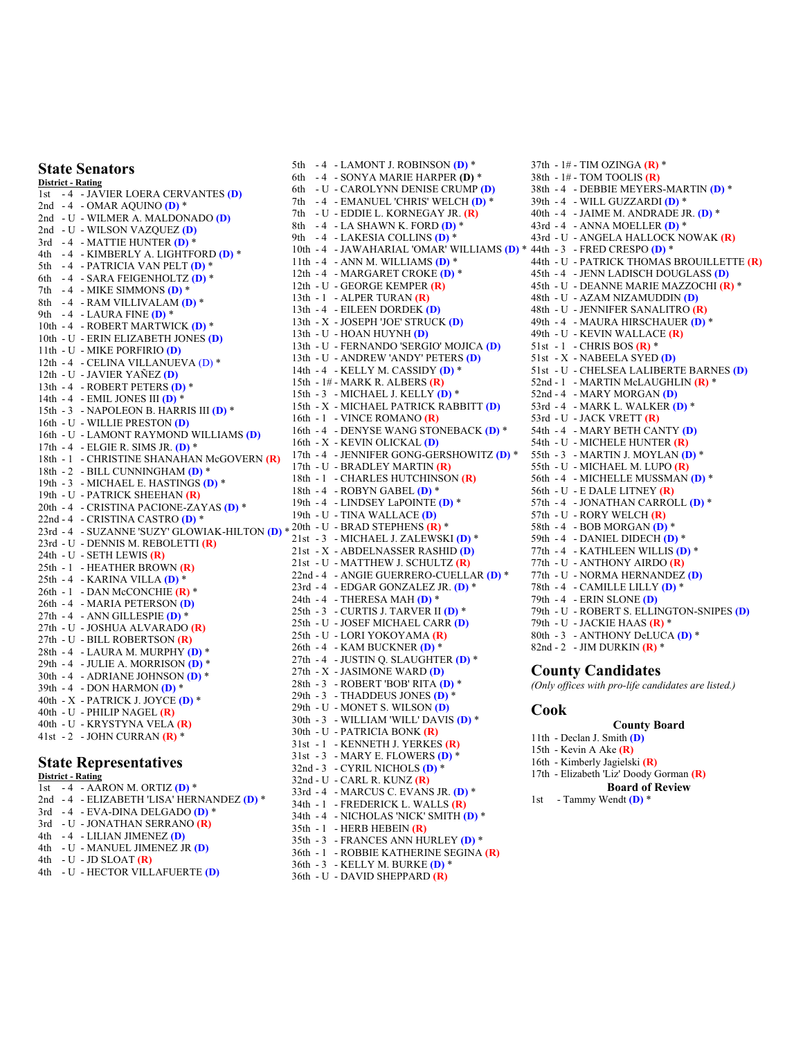## State Senators

**District - Rating**

1st - 4 - JAVIER LOERA CERVANTES **(D)**
2nd - 4 - OMAR AQUINO **(D)** *
2nd - U - WILMER A. MALDONADO **(D)**
2nd - U - WILSON VAZQUEZ **(D)**
3rd - 4 - MATTIE HUNTER **(D)** *
4th - 4 - KIMBERLY A. LIGHTFORD **(D)** *
5th - 4 - PATRICIA VAN PELT **(D)** *
6th - 4 - SARA FEIGENHOLTZ **(D)** *
7th - 4 - MIKE SIMMONS **(D)** *
8th - 4 - RAM VILLIVALAM **(D)** *
9th - 4 - LAURA FINE **(D)** *
10th - 4 - ROBERT MARTWICK **(D)** *
10th - U - ERIN ELIZABETH JONES **(D)**
11th - U - MIKE PORFIRIO **(D)**
12th - 4 - CELINA VILLANUEVA (D) *
12th - U - JAVIER YAÑEZ **(D)**
13th - 4 - ROBERT PETERS **(D)** *
14th - 4 - EMIL JONES III **(D)** *
15th - 3 - NAPOLEON B. HARRIS III **(D)** *
16th - U - WILLIE PRESTON **(D)**
16th - U - LAMONT RAYMOND WILLIAMS **(D)**
17th - 4 - ELGIE R. SIMS JR. **(D)** *
18th - 1 - CHRISTINE SHANAHAN McGOVERN **(R)**
18th - 2 - BILL CUNNINGHAM **(D)** *
19th - 3 - MICHAEL E. HASTINGS **(D)** *
19th - U - PATRICK SHEEHAN **(R)**
20th - 4 - CRISTINA PACIONE-ZAYAS **(D)** *
22nd - 4 - CRISTINA CASTRO **(D)** *
23rd - 4 - SUZANNE 'SUZY' GLOWIAK-HILTON **(D)** *
23rd - U - DENNIS M. REBOLETTI **(R)**
24th - U - SETH LEWIS **(R)**
25th - 1 - HEATHER BROWN **(R)**
25th - 4 - KARINA VILLA **(D)** *
26th - 1 - DAN McCONCHIE **(R)** *
26th - 4 - MARIA PETERSON **(D)**
27th - 4 - ANN GILLESPIE **(D)** *
27th - U - JOSHUA ALVARADO **(R)**
27th - U - BILL ROBERTSON **(R)**
28th - 4 - LAURA M. MURPHY **(D)** *
29th - 4 - JULIE A. MORRISON **(D)** *
30th - 4 - ADRIANE JOHNSON **(D)** *
39th - 4 - DON HARMON **(D)** *
40th - X - PATRICK J. JOYCE **(D)** *
40th - U - PHILIP NAGEL **(R)**
40th - U - KRYSTYNA VELA **(R)**
41st - 2 - JOHN CURRAN **(R)** *

## State Representatives

**District - Rating**

1st - 4 - AARON M. ORTIZ **(D)** *
2nd - 4 - ELIZABETH 'LISA' HERNANDEZ **(D)** *
3rd - 4 - EVA-DINA DELGADO **(D)** *
3rd - U - JONATHAN SERRANO **(R)**
4th - 4 - LILIAN JIMENEZ **(D)**
4th - U - MANUEL JIMENEZ JR **(D)**
4th - U - JD SLOAT **(R)**
4th - U - HECTOR VILLAFUERTE **(D)**
5th - 4 - LAMONT J. ROBINSON **(D)** *
6th - 4 - SONYA MARIE HARPER **(D)** *
6th - U - CAROLYNN DENISE CRUMP **(D)**
7th - 4 - EMANUEL 'CHRIS' WELCH **(D)** *
7th - U - EDDIE L. KORNEGAY JR. **(R)**
8th - 4 - LA SHAWN K. FORD **(D)** *
9th - 4 - LAKESIA COLLINS **(D)** *
10th - 4 - JAWAHARIAL 'OMAR' WILLIAMS **(D)** *
11th - 4 - ANN M. WILLIAMS **(D)** *
12th - 4 - MARGARET CROKE **(D)** *
12th - U - GEORGE KEMPER **(R)**
13th - 1 - ALPER TURAN **(R)**
13th - 4 - EILEEN DORDEK **(D)**
13th - X - JOSEPH 'JOE' STRUCK **(D)**
13th - U - HOAN HUYNH **(D)**
13th - U - FERNANDO 'SERGIO' MOJICA **(D)**
13th - U - ANDREW 'ANDY' PETERS **(D)**
14th - 4 - KELLY M. CASSIDY **(D)** *
15th - 1# - MARK R. ALBERS **(R)**
15th - 3 - MICHAEL J. KELLY **(D)** *
15th - X - MICHAEL PATRICK RABBITT **(D)**
16th - 1 - VINCE ROMANO **(R)**
16th - 4 - DENYSE WANG STONEBACK **(D)** *
16th - X - KEVIN OLICKAL **(D)**
17th - 4 - JENNIFER GONG-GERSHOWITZ **(D)** *
17th - U - BRADLEY MARTIN **(R)**
18th - 1 - CHARLES HUTCHINSON **(R)**
18th - 4 - ROBYN GABEL **(D)** *
19th - 4 - LINDSEY LaPOINTE **(D)** *
19th - U - TINA WALLACE **(D)**
20th - U - BRAD STEPHENS **(R)** *
21st - 3 - MICHAEL J. ZALEWSKI **(D)** *
21st - X - ABDELNASSER RASHID **(D)**
21st - U - MATTHEW J. SCHULTZ **(R)**
22nd - 4 - ANGIE GUERRERO-CUELLAR **(D)** *
23rd - 4 - EDGAR GONZALEZ JR. **(D)** *
24th - 4 - THERESA MAH **(D)** *
25th - 3 - CURTIS J. TARVER II **(D)** *
25th - U - JOSEF MICHAEL CARR **(D)**
25th - U - LORI YOKOYAMA **(R)**
26th - 4 - KAM BUCKNER **(D)** *
27th - 4 - JUSTIN Q. SLAUGHTER **(D)** *
27th - X - JASIMONE WARD **(D)**
28th - 3 - ROBERT 'BOB' RITA **(D)** *
29th - 3 - THADDEUS JONES **(D)** *
29th - U - MONET S. WILSON **(D)**
30th - 3 - WILLIAM 'WILL' DAVIS **(D)** *
30th - U - PATRICIA BONK **(R)**
31st - 1 - KENNETH J. YERKES **(R)**
31st - 3 - MARY E. FLOWERS **(D)** *
32nd - 3 - CYRIL NICHOLS **(D)** *
32nd - U - CARL R. KUNZ **(R)**
33rd - 4 - MARCUS C. EVANS JR. **(D)** *
34th - 1 - FREDERICK L. WALLS **(R)**
34th - 4 - NICHOLAS 'NICK' SMITH **(D)** *
35th - 1 - HERB HEBEIN **(R)**
35th - 3 - FRANCES ANN HURLEY **(D)** *
36th - 1 - ROBBIE KATHERINE SEGINA **(R)**
36th - 3 - KELLY M. BURKE **(D)** *
36th - U - DAVID SHEPPARD **(R)**
37th - 1# - TIM OZINGA **(R)** *
38th - 1# - TOM TOOLIS **(R)**
38th - 4 - DEBBIE MEYERS-MARTIN **(D)** *
39th - 4 - WILL GUZZARDI **(D)** *
40th - 4 - JAIME M. ANDRADE JR. **(D)** *
43rd - 4 - ANNA MOELLER **(D)** *
43rd - U - ANGELA HALLOCK NOWAK **(R)**
44th - 3 - FRED CRESPO **(D)** *
44th - U - PATRICK THOMAS BROUILLETTE **(R)**
45th - 4 - JENN LADISCH DOUGLASS **(D)**
45th - U - DEANNE MARIE MAZZOCHI **(R)** *
48th - U - AZAM NIZAMUDDIN **(D)**
48th - U - JENNIFER SANALITRO **(R)**
49th - 4 - MAURA HIRSCHAUER **(D)** *
49th - U - KEVIN WALLACE **(R)**
51st - 1 - CHRIS BOS **(R)** *
51st - X - NABEELA SYED **(D)**
51st - U - CHELSEA LALIBERTE BARNES **(D)**
52nd - 1 - MARTIN McLAUGHLIN **(R)** *
52nd - 4 - MARY MORGAN **(D)**
53rd - 4 - MARK L. WALKER **(D)** *
53rd - U - JACK VRETT **(R)**
54th - 4 - MARY BETH CANTY **(D)**
54th - U - MICHELE HUNTER **(R)**
55th - 3 - MARTIN J. MOYLAN **(D)** *
55th - U - MICHAEL M. LUPO **(R)**
56th - 4 - MICHELLE MUSSMAN **(D)** *
56th - U - E DALE LITNEY **(R)**
57th - 4 - JONATHAN CARROLL **(D)** *
57th - U - RORY WELCH **(R)**
58th - 4 - BOB MORGAN **(D)** *
59th - 4 - DANIEL DIDECH **(D)** *
77th - 4 - KATHLEEN WILLIS **(D)** *
77th - U - ANTHONY AIRDO **(R)**
77th - U - NORMA HERNANDEZ **(D)**
78th - 4 - CAMILLE LILLY **(D)** *
79th - 4 - ERIN SLONE **(D)**
79th - U - ROBERT S. ELLINGTON-SNIPES **(D)**
79th - U - JACKIE HAAS **(R)** *
80th - 3 - ANTHONY DeLUCA **(D)** *
82nd - 2 - JIM DURKIN **(R)** *

## County Candidates

*(Only offices with pro-life candidates are listed.)*

## Cook

**County Board**

11th - Declan J. Smith **(D)**
15th - Kevin A Ake **(R)**
16th - Kimberly Jagielski **(R)**
17th - Elizabeth 'Liz' Doody Gorman **(R)**

**Board of Review**

1st - Tammy Wendt **(D)** *